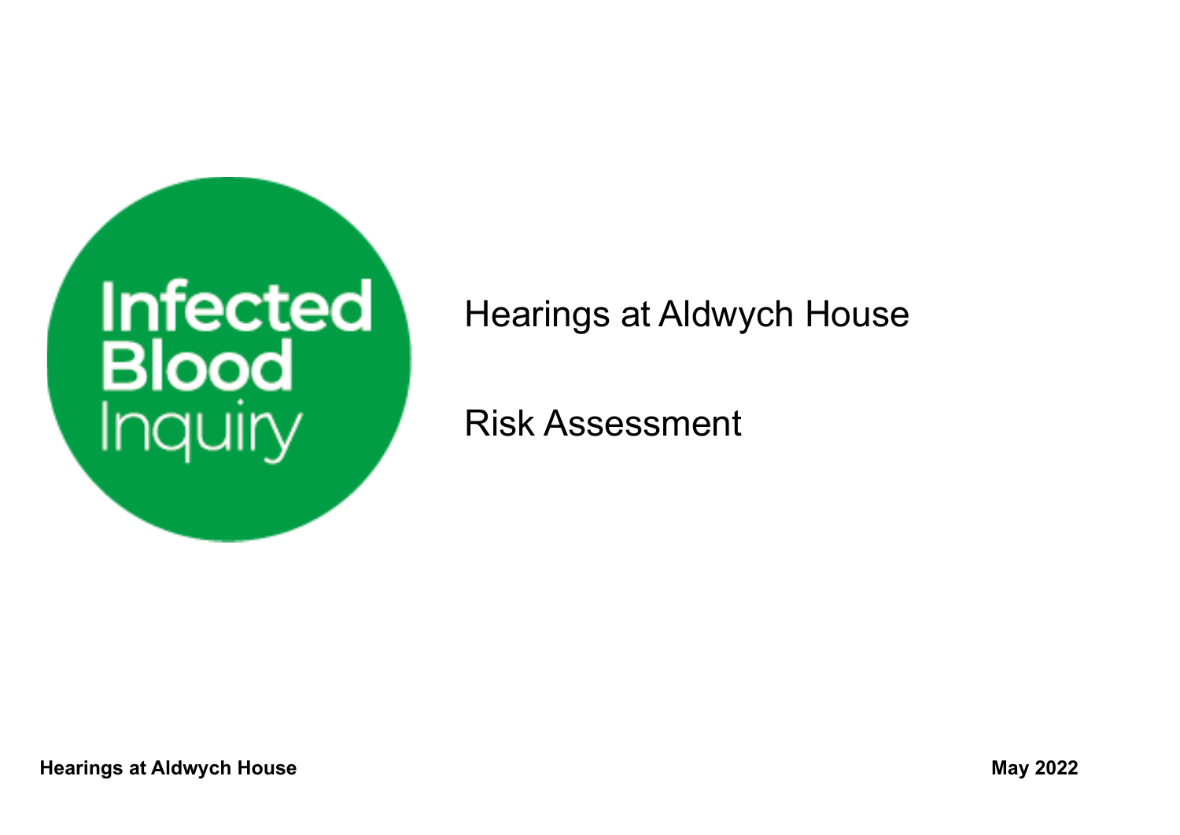Infected Blood Inquiry

# Hearings at Aldwych House

# Risk Assessment

**Hearings at Aldwych House** **May 2022**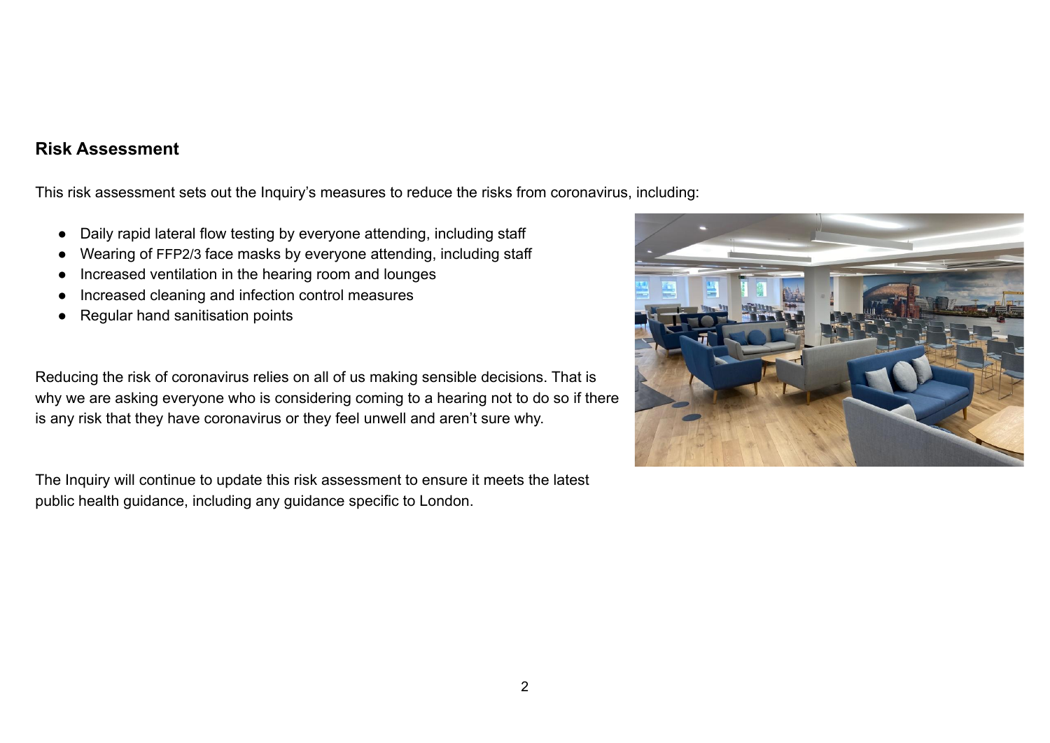## Risk Assessment

This risk assessment sets out the Inquiry's measures to reduce the risks from coronavirus, including:

- Daily rapid lateral flow testing by everyone attending, including staff
- Wearing of FFP2/3 face masks by everyone attending, including staff
- Increased ventilation in the hearing room and lounges
- Increased cleaning and infection control measures
- Regular hand sanitisation points

Reducing the risk of coronavirus relies on all of us making sensible decisions. That is why we are asking everyone who is considering coming to a hearing not to do so if there is any risk that they have coronavirus or they feel unwell and aren't sure why.

The Inquiry will continue to update this risk assessment to ensure it meets the latest public health guidance, including any guidance specific to London.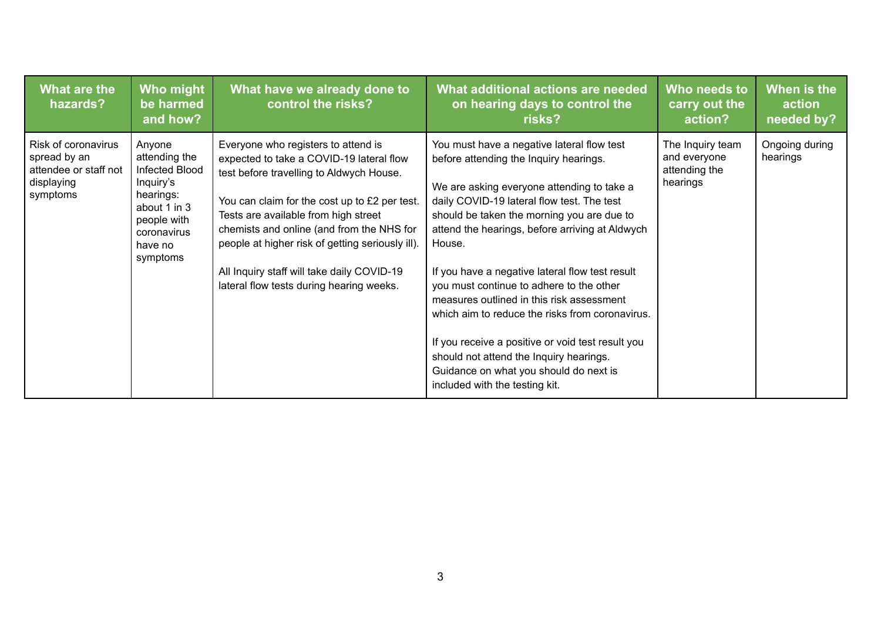| What are the hazards? | Who might be harmed and how? | What have we already done to control the risks? | What additional actions are needed on hearing days to control the risks? | Who needs to carry out the action? | When is the action needed by? |
|---|---|---|---|---|---|
| Risk of coronavirus spread by an attendee or staff not displaying symptoms | Anyone attending the Infected Blood Inquiry's hearings: about 1 in 3 people with coronavirus have no symptoms | Everyone who registers to attend is expected to take a COVID-19 lateral flow test before travelling to Aldwych House.<br><br>You can claim for the cost up to £2 per test. Tests are available from high street chemists and online (and from the NHS for people at higher risk of getting seriously ill).<br><br>All Inquiry staff will take daily COVID-19 lateral flow tests during hearing weeks. | You must have a negative lateral flow test before attending the Inquiry hearings.<br><br>We are asking everyone attending to take a daily COVID-19 lateral flow test. The test should be taken the morning you are due to attend the hearings, before arriving at Aldwych House.<br><br>If you have a negative lateral flow test result you must continue to adhere to the other measures outlined in this risk assessment which aim to reduce the risks from coronavirus.<br><br>If you receive a positive or void test result you should not attend the Inquiry hearings. Guidance on what you should do next is included with the testing kit. | The Inquiry team and everyone attending the hearings | Ongoing during hearings |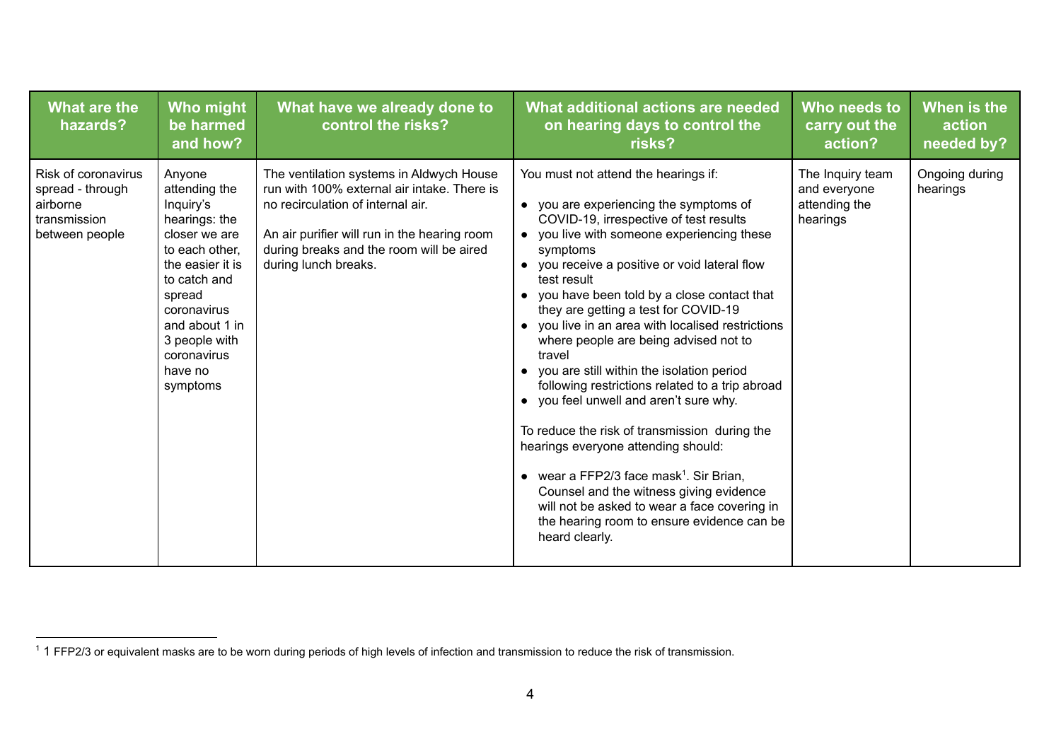| What are the hazards? | Who might be harmed and how? | What have we already done to control the risks? | What additional actions are needed on hearing days to control the risks? | Who needs to carry out the action? | When is the action needed by? |
|---|---|---|---|---|---|
| Risk of coronavirus spread - through airborne transmission between people | Anyone attending the Inquiry's hearings: the closer we are to each other, the easier it is to catch and spread coronavirus and about 1 in 3 people with coronavirus have no symptoms | The ventilation systems in Aldwych House run with 100% external air intake. There is no recirculation of internal air.<br><br>An air purifier will run in the hearing room during breaks and the room will be aired during lunch breaks. | You must not attend the hearings if:<br><br>• you are experiencing the symptoms of COVID-19, irrespective of test results<br>• you live with someone experiencing these symptoms<br>• you receive a positive or void lateral flow test result<br>• you have been told by a close contact that they are getting a test for COVID-19<br>• you live in an area with localised restrictions where people are being advised not to travel<br>• you are still within the isolation period following restrictions related to a trip abroad<br>• you feel unwell and aren't sure why.<br><br>To reduce the risk of transmission during the hearings everyone attending should:<br><br>• wear a FFP2/3 face mask[1]. Sir Brian, Counsel and the witness giving evidence will not be asked to wear a face covering in the hearing room to ensure evidence can be heard clearly. | The Inquiry team and everyone attending the hearings | Ongoing during hearings |

[1] 1 FFP2/3 or equivalent masks are to be worn during periods of high levels of infection and transmission to reduce the risk of transmission.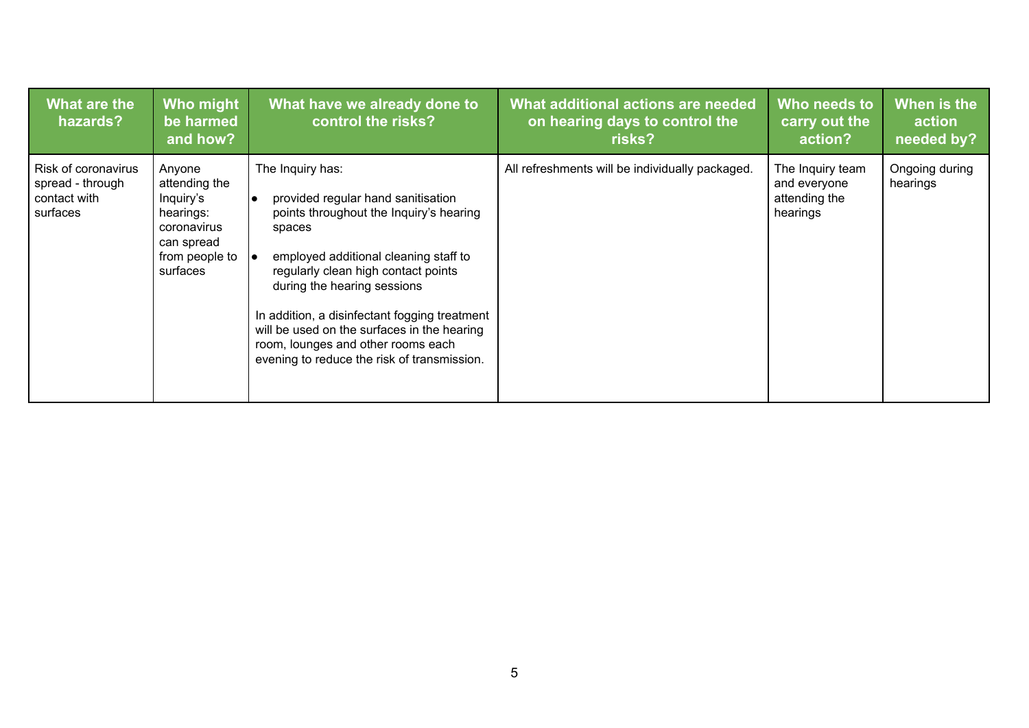| What are the hazards? | Who might be harmed and how? | What have we already done to control the risks? | What additional actions are needed on hearing days to control the risks? | Who needs to carry out the action? | When is the action needed by? |
|---|---|---|---|---|---|
| Risk of coronavirus spread - through contact with surfaces | Anyone attending the Inquiry's hearings: coronavirus can spread from people to surfaces | The Inquiry has:<br><br>• provided regular hand sanitisation points throughout the Inquiry's hearing spaces<br><br>• employed additional cleaning staff to regularly clean high contact points during the hearing sessions<br><br>In addition, a disinfectant fogging treatment will be used on the surfaces in the hearing room, lounges and other rooms each evening to reduce the risk of transmission. | All refreshments will be individually packaged. | The Inquiry team and everyone attending the hearings | Ongoing during hearings |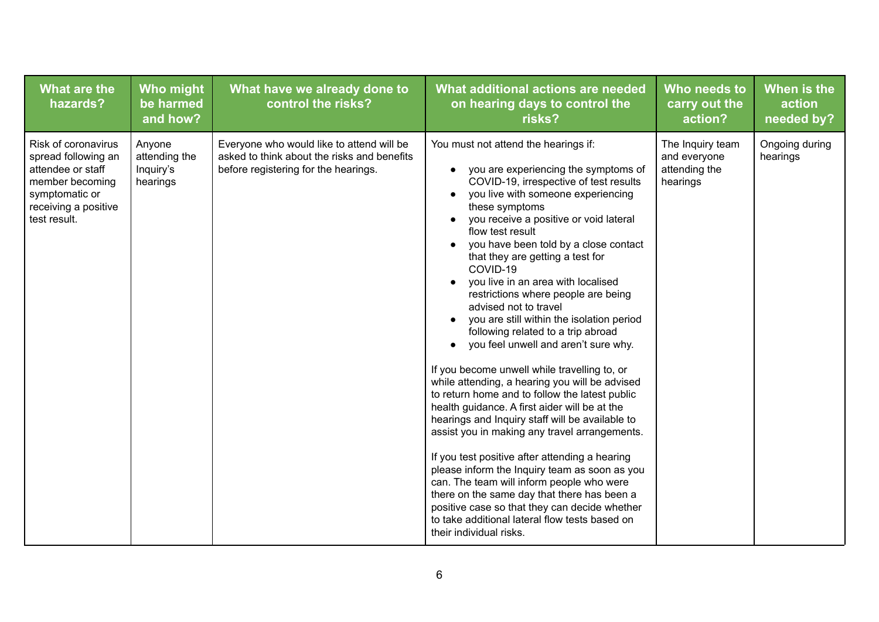| What are the hazards? | Who might be harmed and how? | What have we already done to control the risks? | What additional actions are needed on hearing days to control the risks? | Who needs to carry out the action? | When is the action needed by? |
|---|---|---|---|---|---|
| Risk of coronavirus spread following an attendee or staff member becoming symptomatic or receiving a positive test result. | Anyone attending the Inquiry's hearings | Everyone who would like to attend will be asked to think about the risks and benefits before registering for the hearings. | You must not attend the hearings if:<br><br>• you are experiencing the symptoms of COVID-19, irrespective of test results<br>• you live with someone experiencing these symptoms<br>• you receive a positive or void lateral flow test result<br>• you have been told by a close contact that they are getting a test for COVID-19<br>• you live in an area with localised restrictions where people are being advised not to travel<br>• you are still within the isolation period following related to a trip abroad<br>• you feel unwell and aren't sure why.<br><br>If you become unwell while travelling to, or while attending, a hearing you will be advised to return home and to follow the latest public health guidance. A first aider will be at the hearings and Inquiry staff will be available to assist you in making any travel arrangements.<br><br>If you test positive after attending a hearing please inform the Inquiry team as soon as you can. The team will inform people who were there on the same day that there has been a positive case so that they can decide whether to take additional lateral flow tests based on their individual risks. | The Inquiry team and everyone attending the hearings | Ongoing during hearings |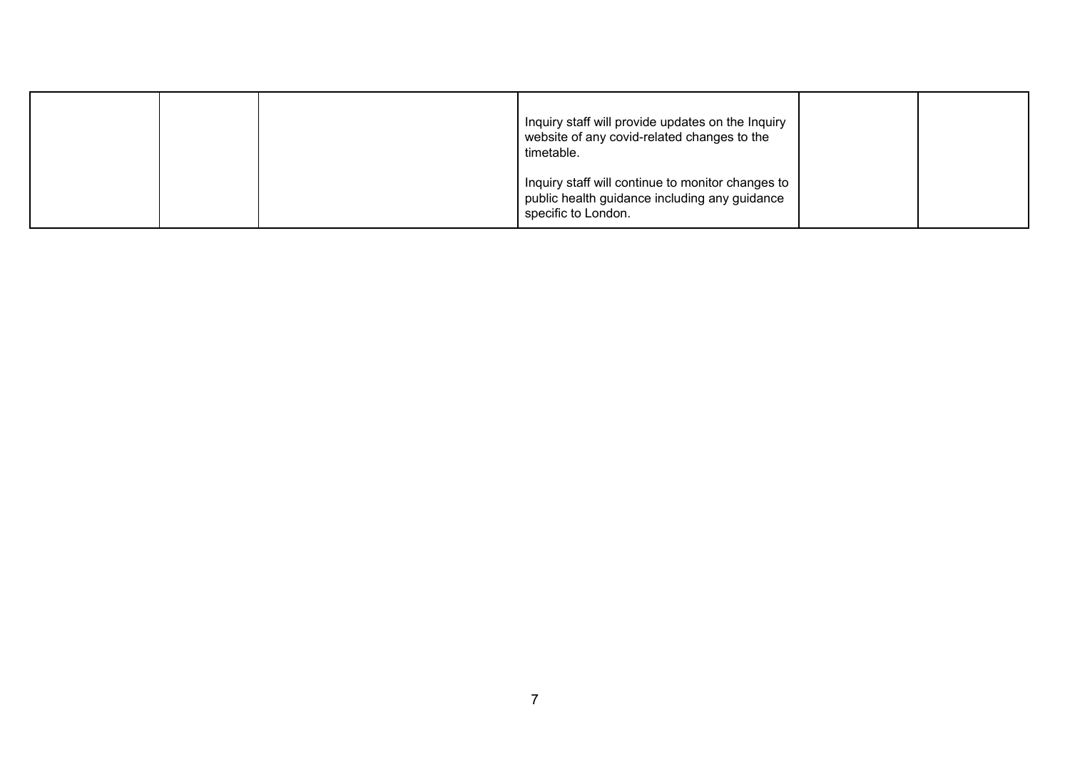| | | | | | |
|---|---|---|---|---|---|
| | | | Inquiry staff will provide updates on the Inquiry website of any covid-related changes to the timetable.<br><br>Inquiry staff will continue to monitor changes to public health guidance including any guidance specific to London. | | |